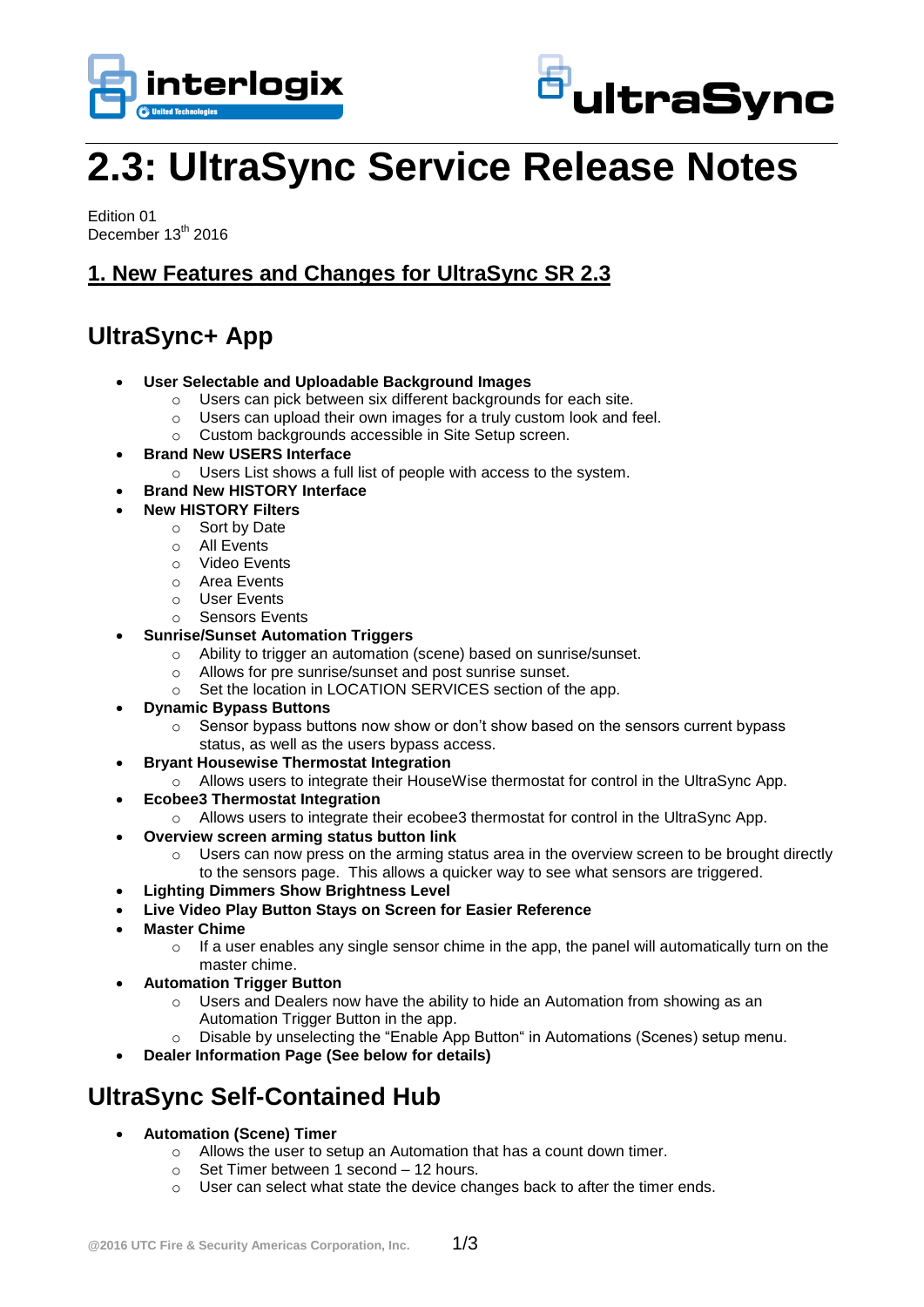# 2.3: UltraSync Service Release Notes

Edition 01
December 13th 2016

## 1. New Features and Changes for UltraSync SR 2.3

## UltraSync+ App

- **User Selectable and Uploadable Background Images**
  - Users can pick between six different backgrounds for each site.
  - Users can upload their own images for a truly custom look and feel.
  - Custom backgrounds accessible in Site Setup screen.
- **Brand New USERS Interface**
  - Users List shows a full list of people with access to the system.
- **Brand New HISTORY Interface**
- **New HISTORY Filters**
  - Sort by Date
  - All Events
  - Video Events
  - Area Events
  - User Events
  - Sensors Events
- **Sunrise/Sunset Automation Triggers**
  - Ability to trigger an automation (scene) based on sunrise/sunset.
  - Allows for pre sunrise/sunset and post sunrise sunset.
  - Set the location in LOCATION SERVICES section of the app.
- **Dynamic Bypass Buttons**
  - Sensor bypass buttons now show or don't show based on the sensors current bypass status, as well as the users bypass access.
- **Bryant Housewise Thermostat Integration**
  - Allows users to integrate their HouseWise thermostat for control in the UltraSync App.
- **Ecobee3 Thermostat Integration**
  - Allows users to integrate their ecobee3 thermostat for control in the UltraSync App.
- **Overview screen arming status button link**
  - Users can now press on the arming status area in the overview screen to be brought directly to the sensors page. This allows a quicker way to see what sensors are triggered.
- **Lighting Dimmers Show Brightness Level**
- **Live Video Play Button Stays on Screen for Easier Reference**
- **Master Chime**
  - If a user enables any single sensor chime in the app, the panel will automatically turn on the master chime.
- **Automation Trigger Button**
  - Users and Dealers now have the ability to hide an Automation from showing as an Automation Trigger Button in the app.
  - Disable by unselecting the "Enable App Button" in Automations (Scenes) setup menu.
- **Dealer Information Page (See below for details)**

## UltraSync Self-Contained Hub

- **Automation (Scene) Timer**
  - Allows the user to setup an Automation that has a count down timer.
  - Set Timer between 1 second – 12 hours.
  - User can select what state the device changes back to after the timer ends.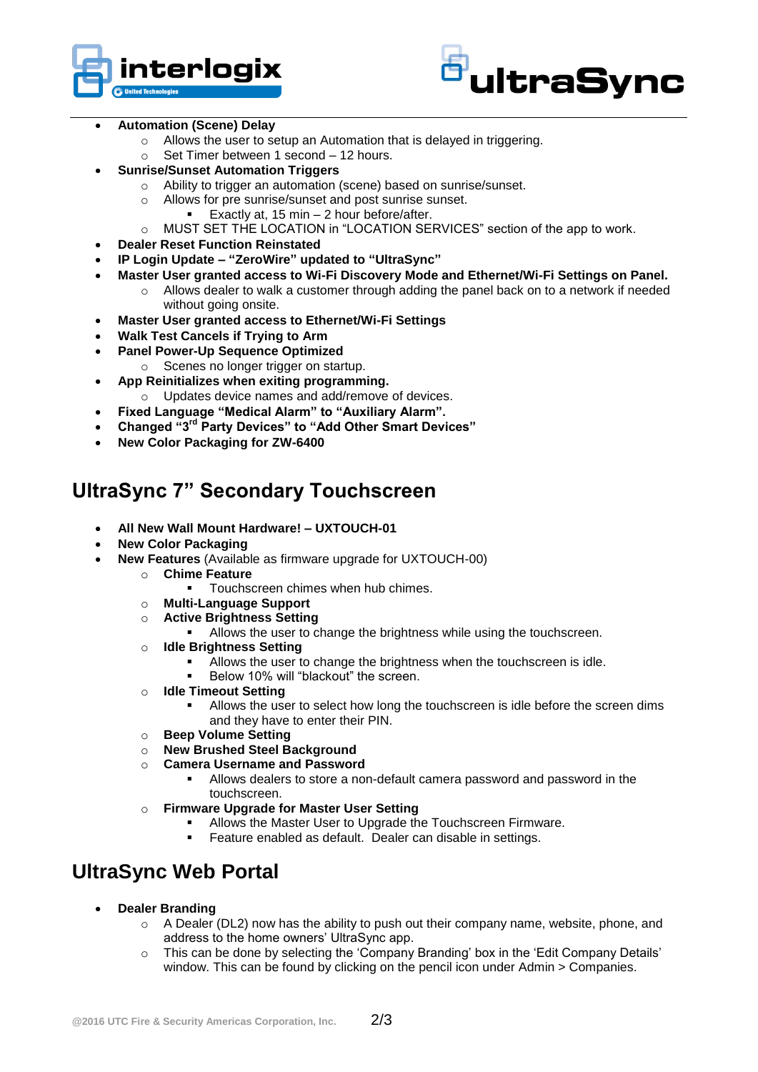- **Automation (Scene) Delay**
  - Allows the user to setup an Automation that is delayed in triggering.
  - Set Timer between 1 second – 12 hours.
- **Sunrise/Sunset Automation Triggers**
  - Ability to trigger an automation (scene) based on sunrise/sunset.
  - Allows for pre sunrise/sunset and post sunrise sunset.
    - Exactly at, 15 min – 2 hour before/after.
  - MUST SET THE LOCATION in "LOCATION SERVICES" section of the app to work.
- **Dealer Reset Function Reinstated**
- **IP Login Update – "ZeroWire" updated to "UltraSync"**
- **Master User granted access to Wi-Fi Discovery Mode and Ethernet/Wi-Fi Settings on Panel.**
  - Allows dealer to walk a customer through adding the panel back on to a network if needed without going onsite.
- **Master User granted access to Ethernet/Wi-Fi Settings**
- **Walk Test Cancels if Trying to Arm**
- **Panel Power-Up Sequence Optimized**
  - Scenes no longer trigger on startup.
- **App Reinitializes when exiting programming.**
  - Updates device names and add/remove of devices.
- **Fixed Language "Medical Alarm" to "Auxiliary Alarm".**
- **Changed "3rd Party Devices" to "Add Other Smart Devices"**
- **New Color Packaging for ZW-6400**

## UltraSync 7" Secondary Touchscreen

- **All New Wall Mount Hardware! – UXTOUCH-01**
- **New Color Packaging**
- **New Features** (Available as firmware upgrade for UXTOUCH-00)
  - **Chime Feature**
    - Touchscreen chimes when hub chimes.
  - **Multi-Language Support**
  - **Active Brightness Setting**
    - Allows the user to change the brightness while using the touchscreen.
  - **Idle Brightness Setting**
    - Allows the user to change the brightness when the touchscreen is idle.
    - Below 10% will "blackout" the screen.
  - **Idle Timeout Setting**
    - Allows the user to select how long the touchscreen is idle before the screen dims and they have to enter their PIN.
  - **Beep Volume Setting**
  - **New Brushed Steel Background**
  - **Camera Username and Password**
    - Allows dealers to store a non-default camera password and password in the touchscreen.
  - **Firmware Upgrade for Master User Setting**
    - Allows the Master User to Upgrade the Touchscreen Firmware.
    - Feature enabled as default. Dealer can disable in settings.

## UltraSync Web Portal

- **Dealer Branding**
  - A Dealer (DL2) now has the ability to push out their company name, website, phone, and address to the home owners' UltraSync app.
  - This can be done by selecting the 'Company Branding' box in the 'Edit Company Details' window. This can be found by clicking on the pencil icon under Admin > Companies.

@2016 UTC Fire & Security Americas Corporation, Inc.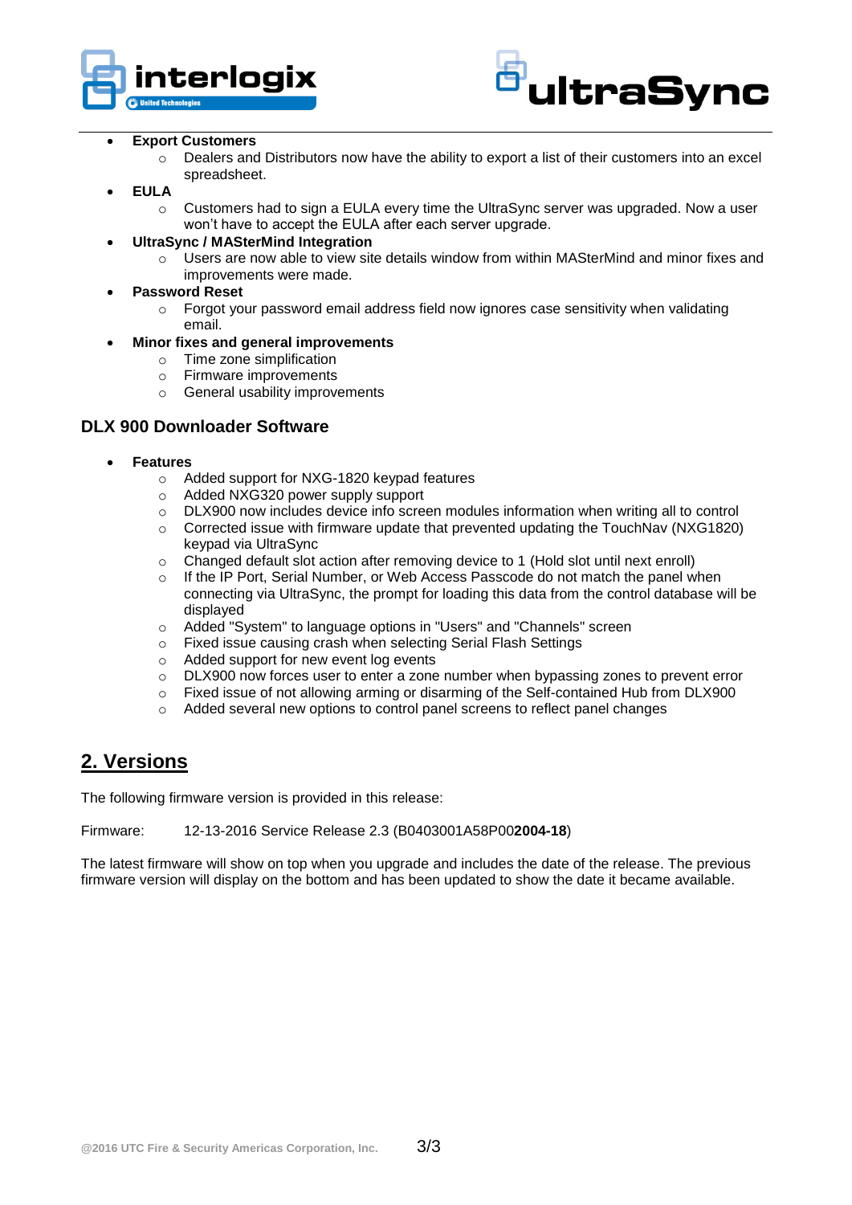- **Export Customers**
  - Dealers and Distributors now have the ability to export a list of their customers into an excel spreadsheet.
- **EULA**
  - Customers had to sign a EULA every time the UltraSync server was upgraded. Now a user won't have to accept the EULA after each server upgrade.
- **UltraSync / MASterMind Integration**
  - Users are now able to view site details window from within MASterMind and minor fixes and improvements were made.
- **Password Reset**
  - Forgot your password email address field now ignores case sensitivity when validating email.
- **Minor fixes and general improvements**
  - Time zone simplification
  - Firmware improvements
  - General usability improvements

### DLX 900 Downloader Software

- **Features**
  - Added support for NXG-1820 keypad features
  - Added NXG320 power supply support
  - DLX900 now includes device info screen modules information when writing all to control
  - Corrected issue with firmware update that prevented updating the TouchNav (NXG1820) keypad via UltraSync
  - Changed default slot action after removing device to 1 (Hold slot until next enroll)
  - If the IP Port, Serial Number, or Web Access Passcode do not match the panel when connecting via UltraSync, the prompt for loading this data from the control database will be displayed
  - Added "System" to language options in "Users" and "Channels" screen
  - Fixed issue causing crash when selecting Serial Flash Settings
  - Added support for new event log events
  - DLX900 now forces user to enter a zone number when bypassing zones to prevent error
  - Fixed issue of not allowing arming or disarming of the Self-contained Hub from DLX900
  - Added several new options to control panel screens to reflect panel changes

## 2. Versions

The following firmware version is provided in this release:

Firmware: 12-13-2016 Service Release 2.3 (B0403001A58P00**2004-18**)

The latest firmware will show on top when you upgrade and includes the date of the release. The previous firmware version will display on the bottom and has been updated to show the date it became available.